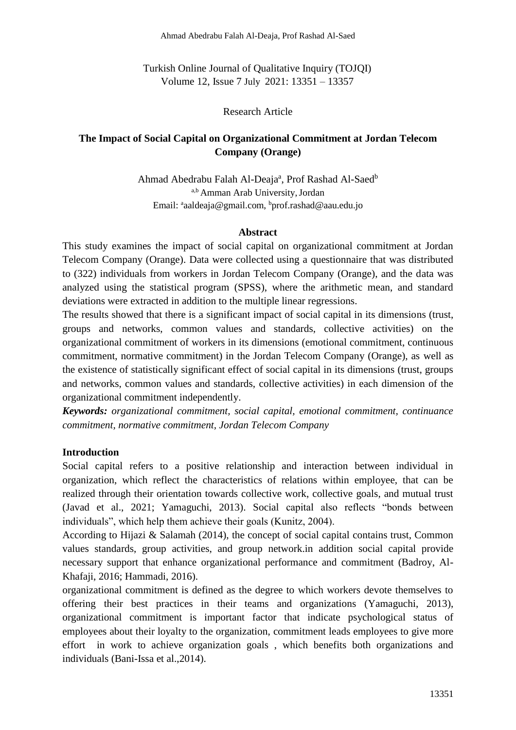Research Article

# The Impact of Social Capital on Organizational Commitment at Jordan Telecom Company (Orange)

Ahmad Abedrabu Falah Al-Deaja[a], Prof Rashad Al-Saed[b]

[a,b] Amman Arab University, Jordan

Email: [a]aaldeaja@gmail.com, [b]prof.rashad@aau.edu.jo

## Abstract

This study examines the impact of social capital on organizational commitment at Jordan Telecom Company (Orange). Data were collected using a questionnaire that was distributed to (322) individuals from workers in Jordan Telecom Company (Orange), and the data was analyzed using the statistical program (SPSS), where the arithmetic mean, and standard deviations were extracted in addition to the multiple linear regressions.

The results showed that there is a significant impact of social capital in its dimensions (trust, groups and networks, common values and standards, collective activities) on the organizational commitment of workers in its dimensions (emotional commitment, continuous commitment, normative commitment) in the Jordan Telecom Company (Orange), as well as the existence of statistically significant effect of social capital in its dimensions (trust, groups and networks, common values and standards, collective activities) in each dimension of the organizational commitment independently.

***Keywords:*** *organizational commitment, social capital, emotional commitment, continuance commitment, normative commitment, Jordan Telecom Company*

## Introduction

Social capital refers to a positive relationship and interaction between individual in organization, which reflect the characteristics of relations within employee, that can be realized through their orientation towards collective work, collective goals, and mutual trust (Javad et al., 2021; Yamaguchi, 2013). Social capital also reflects "bonds between individuals", which help them achieve their goals (Kunitz, 2004).

According to Hijazi & Salamah (2014), the concept of social capital contains trust, Common values standards, group activities, and group network.in addition social capital provide necessary support that enhance organizational performance and commitment (Badroy, Al-Khafaji, 2016; Hammadi, 2016).

organizational commitment is defined as the degree to which workers devote themselves to offering their best practices in their teams and organizations (Yamaguchi, 2013), organizational commitment is important factor that indicate psychological status of employees about their loyalty to the organization, commitment leads employees to give more effort in work to achieve organization goals , which benefits both organizations and individuals (Bani-Issa et al.,2014).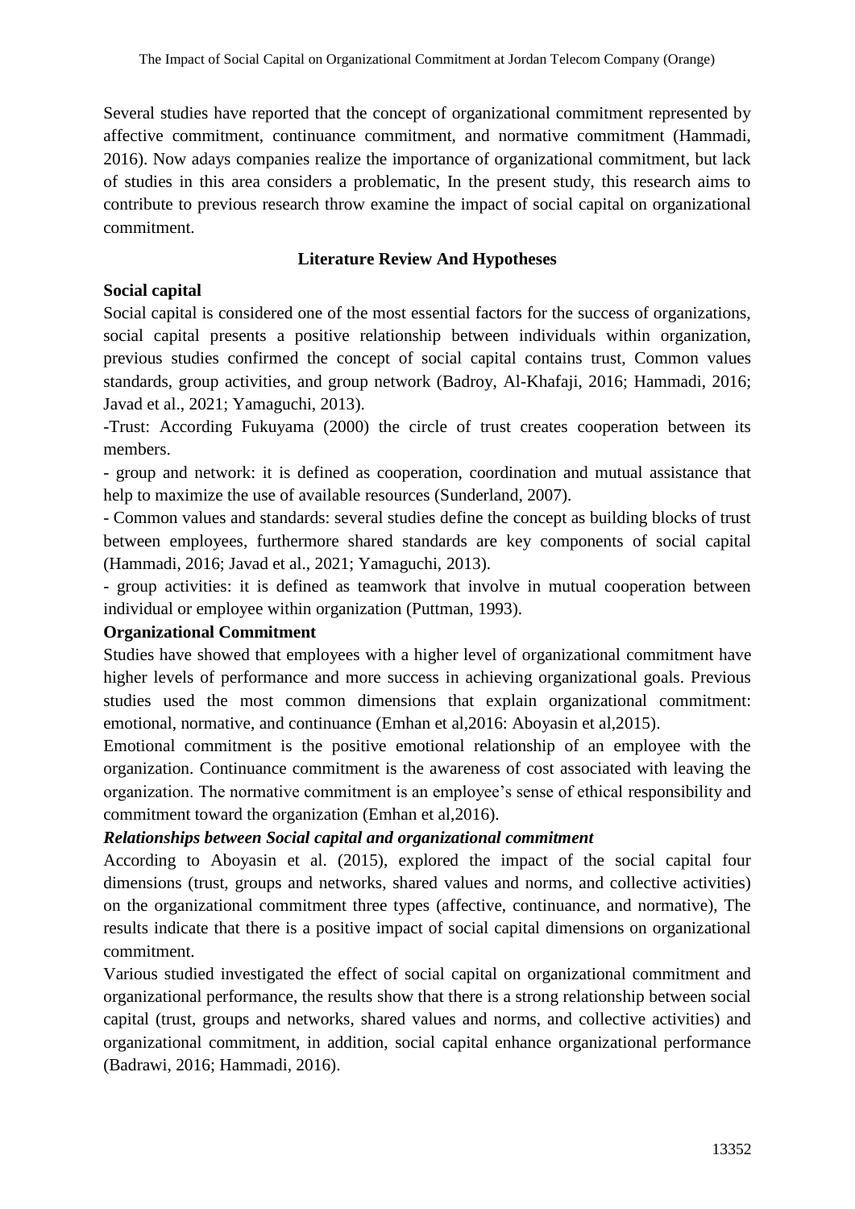Several studies have reported that the concept of organizational commitment represented by affective commitment, continuance commitment, and normative commitment (Hammadi, 2016). Now adays companies realize the importance of organizational commitment, but lack of studies in this area considers a problematic, In the present study, this research aims to contribute to previous research throw examine the impact of social capital on organizational commitment.

## Literature Review And Hypotheses

### Social capital

Social capital is considered one of the most essential factors for the success of organizations, social capital presents a positive relationship between individuals within organization, previous studies confirmed the concept of social capital contains trust, Common values standards, group activities, and group network (Badroy, Al-Khafaji, 2016; Hammadi, 2016; Javad et al., 2021; Yamaguchi, 2013).

-Trust: According Fukuyama (2000) the circle of trust creates cooperation between its members.

- group and network: it is defined as cooperation, coordination and mutual assistance that help to maximize the use of available resources (Sunderland, 2007).

- Common values and standards: several studies define the concept as building blocks of trust between employees, furthermore shared standards are key components of social capital (Hammadi, 2016; Javad et al., 2021; Yamaguchi, 2013).

- group activities: it is defined as teamwork that involve in mutual cooperation between individual or employee within organization (Puttman, 1993).

### Organizational Commitment

Studies have showed that employees with a higher level of organizational commitment have higher levels of performance and more success in achieving organizational goals. Previous studies used the most common dimensions that explain organizational commitment: emotional, normative, and continuance (Emhan et al,2016: Aboyasin et al,2015).

Emotional commitment is the positive emotional relationship of an employee with the organization. Continuance commitment is the awareness of cost associated with leaving the organization. The normative commitment is an employee's sense of ethical responsibility and commitment toward the organization (Emhan et al,2016).

#### *Relationships between Social capital and organizational commitment*

According to Aboyasin et al. (2015), explored the impact of the social capital four dimensions (trust, groups and networks, shared values and norms, and collective activities) on the organizational commitment three types (affective, continuance, and normative), The results indicate that there is a positive impact of social capital dimensions on organizational commitment.

Various studied investigated the effect of social capital on organizational commitment and organizational performance, the results show that there is a strong relationship between social capital (trust, groups and networks, shared values and norms, and collective activities) and organizational commitment, in addition, social capital enhance organizational performance (Badrawi, 2016; Hammadi, 2016).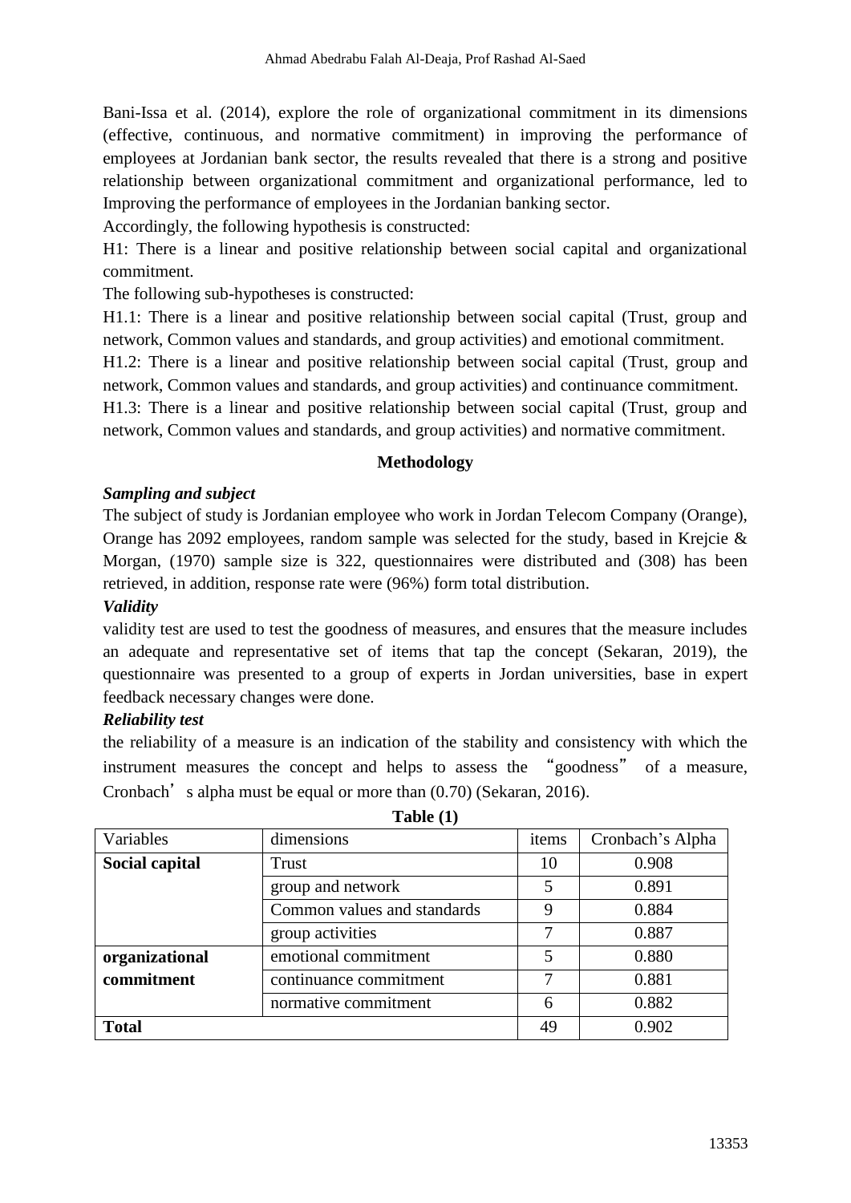Bani-Issa et al. (2014), explore the role of organizational commitment in its dimensions (effective, continuous, and normative commitment) in improving the performance of employees at Jordanian bank sector, the results revealed that there is a strong and positive relationship between organizational commitment and organizational performance, led to Improving the performance of employees in the Jordanian banking sector.

Accordingly, the following hypothesis is constructed:

H1: There is a linear and positive relationship between social capital and organizational commitment.

The following sub-hypotheses is constructed:

H1.1: There is a linear and positive relationship between social capital (Trust, group and network, Common values and standards, and group activities) and emotional commitment.

H1.2: There is a linear and positive relationship between social capital (Trust, group and network, Common values and standards, and group activities) and continuance commitment.

H1.3: There is a linear and positive relationship between social capital (Trust, group and network, Common values and standards, and group activities) and normative commitment.

## Methodology

### *Sampling and subject*

The subject of study is Jordanian employee who work in Jordan Telecom Company (Orange), Orange has 2092 employees, random sample was selected for the study, based in Krejcie & Morgan, (1970) sample size is 322, questionnaires were distributed and (308) has been retrieved, in addition, response rate were (96%) form total distribution.

### *Validity*

validity test are used to test the goodness of measures, and ensures that the measure includes an adequate and representative set of items that tap the concept (Sekaran, 2019), the questionnaire was presented to a group of experts in Jordan universities, base in expert feedback necessary changes were done.

### *Reliability test*

the reliability of a measure is an indication of the stability and consistency with which the instrument measures the concept and helps to assess the "goodness" of a measure, Cronbach's alpha must be equal or more than (0.70) (Sekaran, 2016).

**Table (1)**

| Variables | dimensions | items | Cronbach's Alpha |
|---|---|---|---|
| **Social capital** | Trust | 10 | 0.908 |
| | group and network | 5 | 0.891 |
| | Common values and standards | 9 | 0.884 |
| | group activities | 7 | 0.887 |
| **organizational commitment** | emotional commitment | 5 | 0.880 |
| | continuance commitment | 7 | 0.881 |
| | normative commitment | 6 | 0.882 |
| **Total** | | 49 | 0.902 |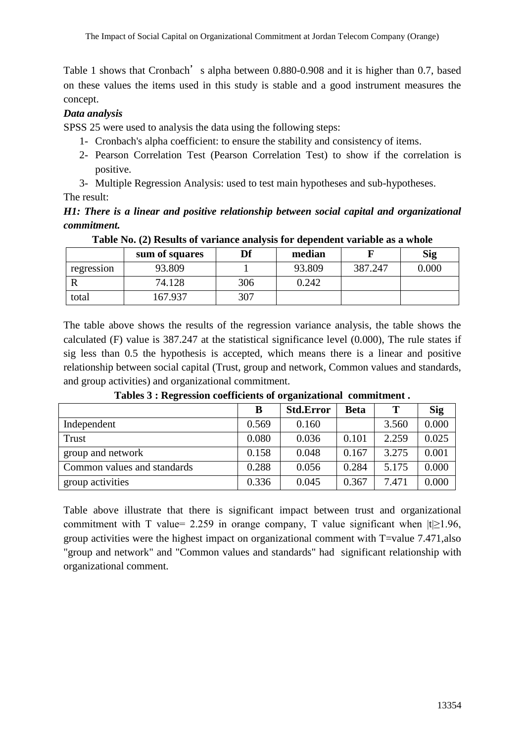Table 1 shows that Cronbach' s alpha between 0.880-0.908 and it is higher than 0.7, based on these values the items used in this study is stable and a good instrument measures the concept.

***Data analysis***

SPSS 25 were used to analysis the data using the following steps:

1- Cronbach's alpha coefficient: to ensure the stability and consistency of items.
2- Pearson Correlation Test (Pearson Correlation Test) to show if the correlation is positive.
3- Multiple Regression Analysis: used to test main hypotheses and sub-hypotheses.

The result:

***H1: There is a linear and positive relationship between social capital and organizational commitment.***

**Table No. (2) Results of variance analysis for dependent variable as a whole**

| | sum of squares | Df | median | F | Sig |
|---|---|---|---|---|---|
| regression | 93.809 | 1 | 93.809 | 387.247 | 0.000 |
| R | 74.128 | 306 | 0.242 | | |
| total | 167.937 | 307 | | | |

The table above shows the results of the regression variance analysis, the table shows the calculated (F) value is 387.247 at the statistical significance level (0.000), The rule states if sig less than 0.5 the hypothesis is accepted, which means there is a linear and positive relationship between social capital (Trust, group and network, Common values and standards, and group activities) and organizational commitment.

**Tables 3 : Regression coefficients of organizational commitment .**

| | B | Std.Error | Beta | T | Sig |
|---|---|---|---|---|---|
| Independent | 0.569 | 0.160 | | 3.560 | 0.000 |
| Trust | 0.080 | 0.036 | 0.101 | 2.259 | 0.025 |
| group and network | 0.158 | 0.048 | 0.167 | 3.275 | 0.001 |
| Common values and standards | 0.288 | 0.056 | 0.284 | 5.175 | 0.000 |
| group activities | 0.336 | 0.045 | 0.367 | 7.471 | 0.000 |

Table above illustrate that there is significant impact between trust and organizational commitment with T value= 2.259 in orange company, T value significant when $|t|\geq 1.96$, group activities were the highest impact on organizational comment with T=value 7.471,also "group and network" and "Common values and standards" had significant relationship with organizational comment.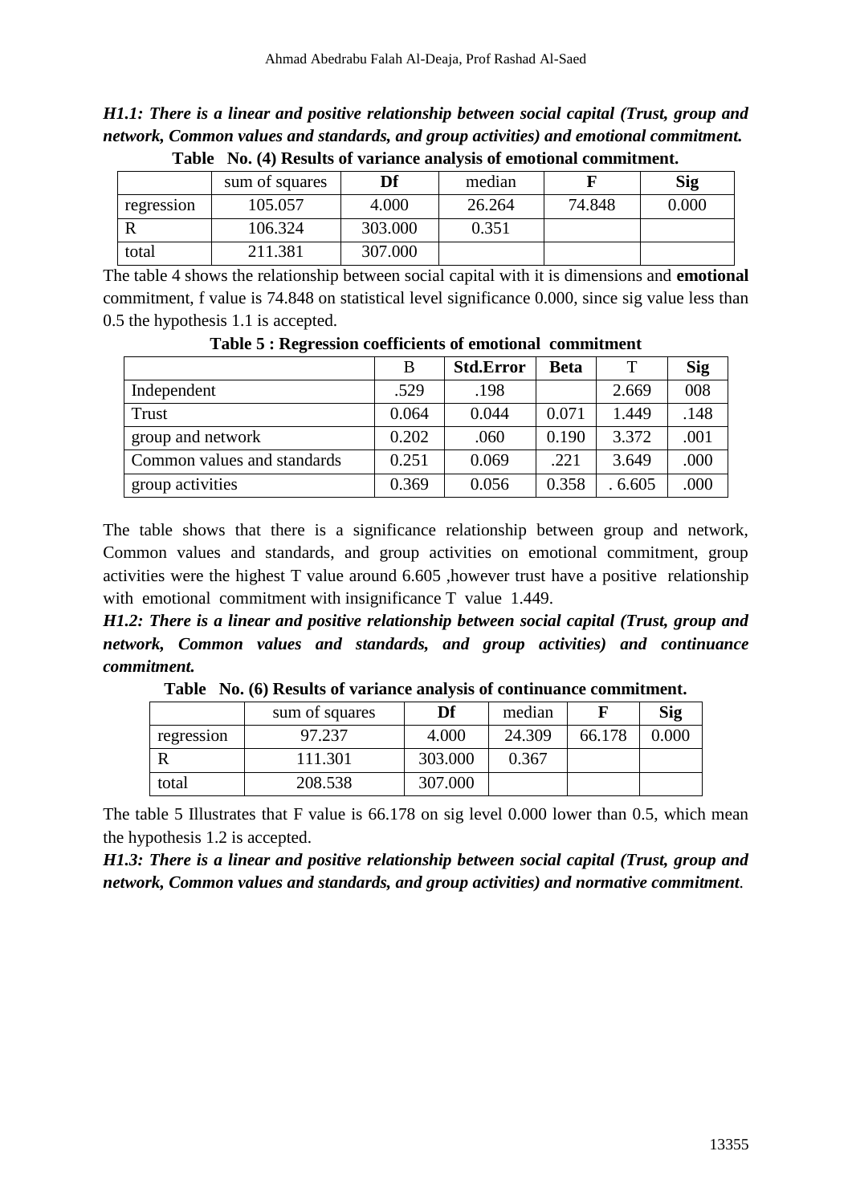***H1.1: There is a linear and positive relationship between social capital (Trust, group and network, Common values and standards, and group activities) and emotional commitment.***

**Table No. (4) Results of variance analysis of emotional commitment.**

| | sum of squares | **Df** | median | **F** | **Sig** |
|---|---|---|---|---|---|
| regression | 105.057 | 4.000 | 26.264 | 74.848 | 0.000 |
| R | 106.324 | 303.000 | 0.351 | | |
| total | 211.381 | 307.000 | | | |

The table 4 shows the relationship between social capital with it is dimensions and **emotional** commitment, f value is 74.848 on statistical level significance 0.000, since sig value less than 0.5 the hypothesis 1.1 is accepted.

**Table 5 : Regression coefficients of emotional commitment**

| | B | **Std.Error** | **Beta** | T | **Sig** |
|---|---|---|---|---|---|
| Independent | .529 | .198 | | 2.669 | 008 |
| Trust | 0.064 | 0.044 | 0.071 | 1.449 | .148 |
| group and network | 0.202 | .060 | 0.190 | 3.372 | .001 |
| Common values and standards | 0.251 | 0.069 | .221 | 3.649 | .000 |
| group activities | 0.369 | 0.056 | 0.358 | . 6.605 | .000 |

The table shows that there is a significance relationship between group and network, Common values and standards, and group activities on emotional commitment, group activities were the highest T value around 6.605 ,however trust have a positive relationship with emotional commitment with insignificance T value 1.449.

***H1.2: There is a linear and positive relationship between social capital (Trust, group and network, Common values and standards, and group activities) and continuance commitment.***

**Table No. (6) Results of variance analysis of continuance commitment.**

| | sum of squares | **Df** | median | **F** | **Sig** |
|---|---|---|---|---|---|
| regression | 97.237 | 4.000 | 24.309 | 66.178 | 0.000 |
| R | 111.301 | 303.000 | 0.367 | | |
| total | 208.538 | 307.000 | | | |

The table 5 Illustrates that F value is 66.178 on sig level 0.000 lower than 0.5, which mean the hypothesis 1.2 is accepted.

***H1.3: There is a linear and positive relationship between social capital (Trust, group and network, Common values and standards, and group activities) and normative commitment.***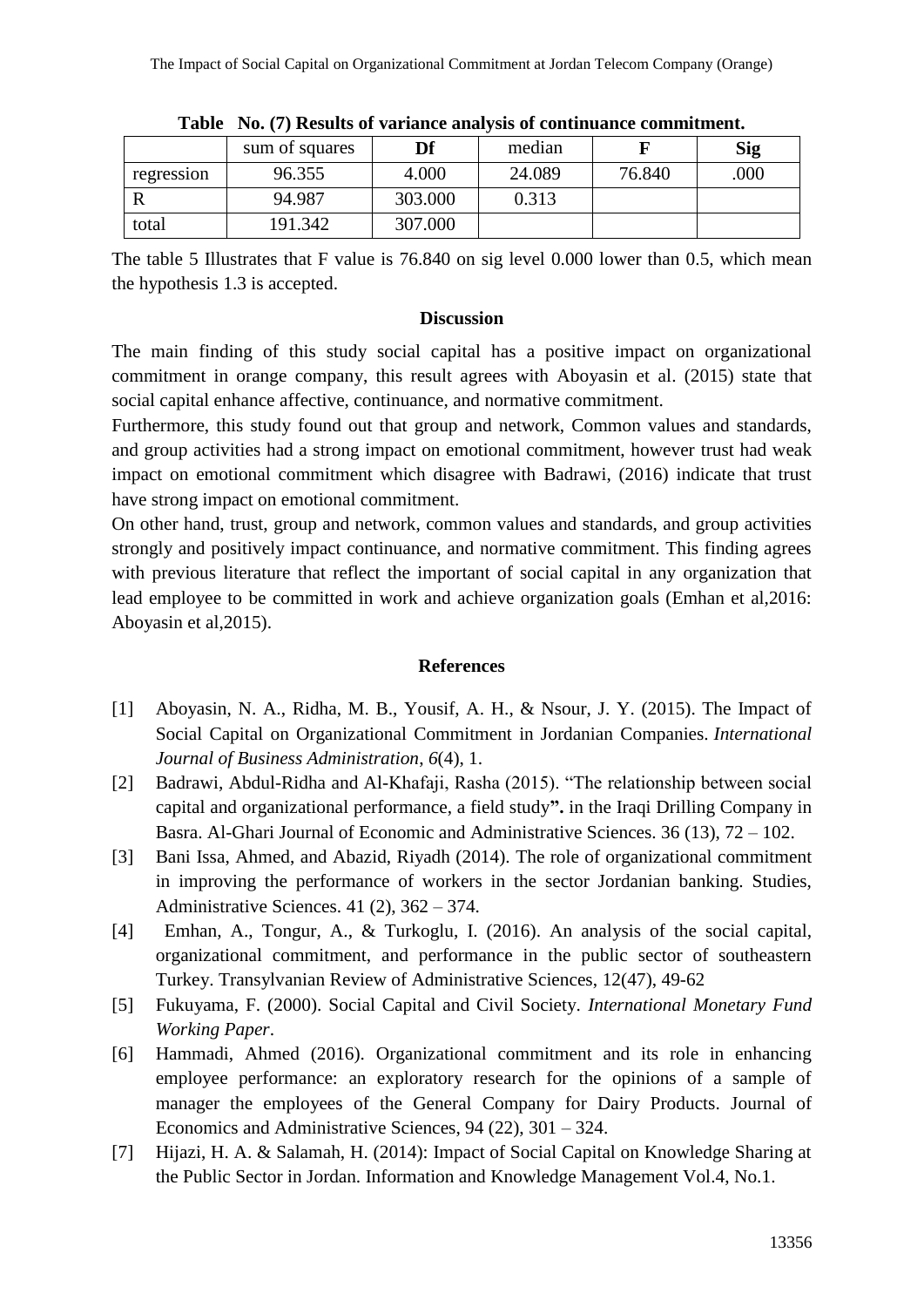**Table No. (7) Results of variance analysis of continuance commitment.**

| | sum of squares | **Df** | median | **F** | **Sig** |
|---|---|---|---|---|---|
| regression | 96.355 | 4.000 | 24.089 | 76.840 | .000 |
| R | 94.987 | 303.000 | 0.313 | | |
| total | 191.342 | 307.000 | | | |

The table 5 Illustrates that F value is 76.840 on sig level 0.000 lower than 0.5, which mean the hypothesis 1.3 is accepted.

## Discussion

The main finding of this study social capital has a positive impact on organizational commitment in orange company, this result agrees with Aboyasin et al. (2015) state that social capital enhance affective, continuance, and normative commitment.

Furthermore, this study found out that group and network, Common values and standards, and group activities had a strong impact on emotional commitment, however trust had weak impact on emotional commitment which disagree with Badrawi, (2016) indicate that trust have strong impact on emotional commitment.

On other hand, trust, group and network, common values and standards, and group activities strongly and positively impact continuance, and normative commitment. This finding agrees with previous literature that reflect the important of social capital in any organization that lead employee to be committed in work and achieve organization goals (Emhan et al,2016: Aboyasin et al,2015).

## References

[1] Aboyasin, N. A., Ridha, M. B., Yousif, A. H., & Nsour, J. Y. (2015). The Impact of Social Capital on Organizational Commitment in Jordanian Companies. *International Journal of Business Administration*, *6*(4), 1.

[2] Badrawi, Abdul-Ridha and Al-Khafaji, Rasha (2015). "The relationship between social capital and organizational performance, a field study**".** in the Iraqi Drilling Company in Basra. Al-Ghari Journal of Economic and Administrative Sciences. 36 (13), 72 – 102.

[3] Bani Issa, Ahmed, and Abazid, Riyadh (2014). The role of organizational commitment in improving the performance of workers in the sector Jordanian banking. Studies, Administrative Sciences. 41 (2), 362 – 374.

[4] Emhan, A., Tongur, A., & Turkoglu, I. (2016). An analysis of the social capital, organizational commitment, and performance in the public sector of southeastern Turkey. Transylvanian Review of Administrative Sciences, 12(47), 49-62

[5] Fukuyama, F. (2000). Social Capital and Civil Society. *International Monetary Fund Working Paper*.

[6] Hammadi, Ahmed (2016). Organizational commitment and its role in enhancing employee performance: an exploratory research for the opinions of a sample of manager the employees of the General Company for Dairy Products. Journal of Economics and Administrative Sciences, 94 (22), 301 – 324.

[7] Hijazi, H. A. & Salamah, H. (2014): Impact of Social Capital on Knowledge Sharing at the Public Sector in Jordan. Information and Knowledge Management Vol.4, No.1.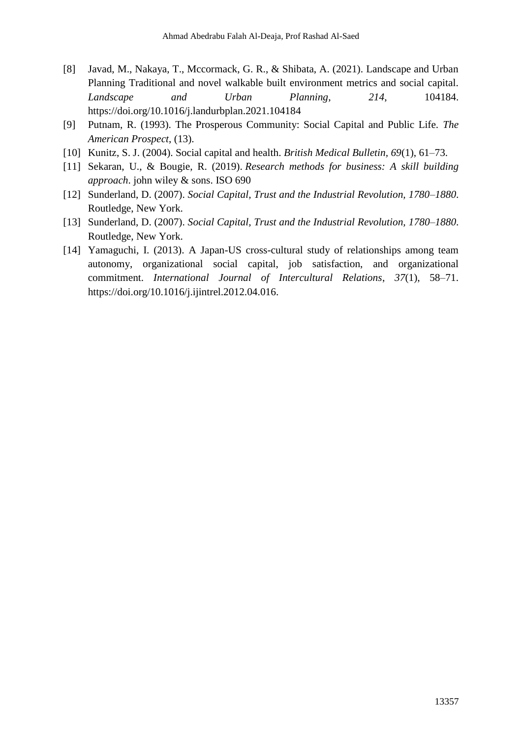[8] Javad, M., Nakaya, T., Mccormack, G. R., & Shibata, A. (2021). Landscape and Urban Planning Traditional and novel walkable built environment metrics and social capital. *Landscape and Urban Planning*, *214*, 104184. https://doi.org/10.1016/j.landurbplan.2021.104184

[9] Putnam, R. (1993). The Prosperous Community: Social Capital and Public Life. *The American Prospect*, (13).

[10] Kunitz, S. J. (2004). Social capital and health. *British Medical Bulletin*, *69*(1), 61–73.

[11] Sekaran, U., & Bougie, R. (2019). *Research methods for business: A skill building approach*. john wiley & sons. ISO 690

[12] Sunderland, D. (2007). *Social Capital, Trust and the Industrial Revolution, 1780–1880*. Routledge, New York.

[13] Sunderland, D. (2007). *Social Capital, Trust and the Industrial Revolution, 1780–1880*. Routledge, New York.

[14] Yamaguchi, I. (2013). A Japan-US cross-cultural study of relationships among team autonomy, organizational social capital, job satisfaction, and organizational commitment. *International Journal of Intercultural Relations*, *37*(1), 58–71. https://doi.org/10.1016/j.ijintrel.2012.04.016.